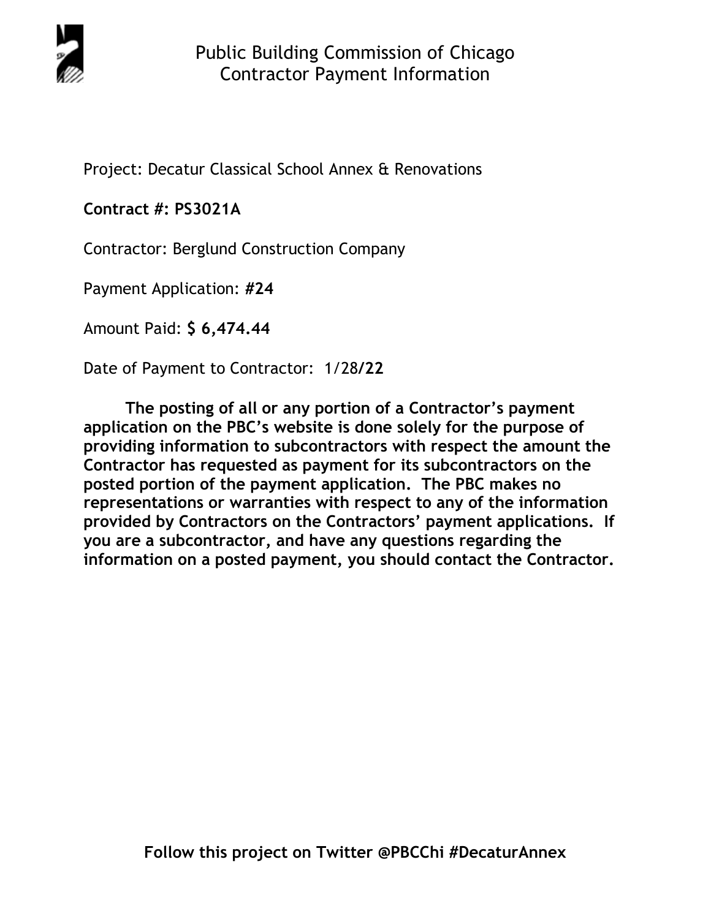# Public Building Commission of Chicago
## Contractor Payment Information

Project: Decatur Classical School Annex & Renovations

**Contract #: PS3021A**

Contractor: Berglund Construction Company

Payment Application: **#24**

Amount Paid: **$ 6,474.44**

Date of Payment to Contractor: 1/28**/22**

**The posting of all or any portion of a Contractor's payment application on the PBC's website is done solely for the purpose of providing information to subcontractors with respect the amount the Contractor has requested as payment for its subcontractors on the posted portion of the payment application. The PBC makes no representations or warranties with respect to any of the information provided by Contractors on the Contractors' payment applications. If you are a subcontractor, and have any questions regarding the information on a posted payment, you should contact the Contractor.**

**Follow this project on Twitter @PBCChi #DecaturAnnex**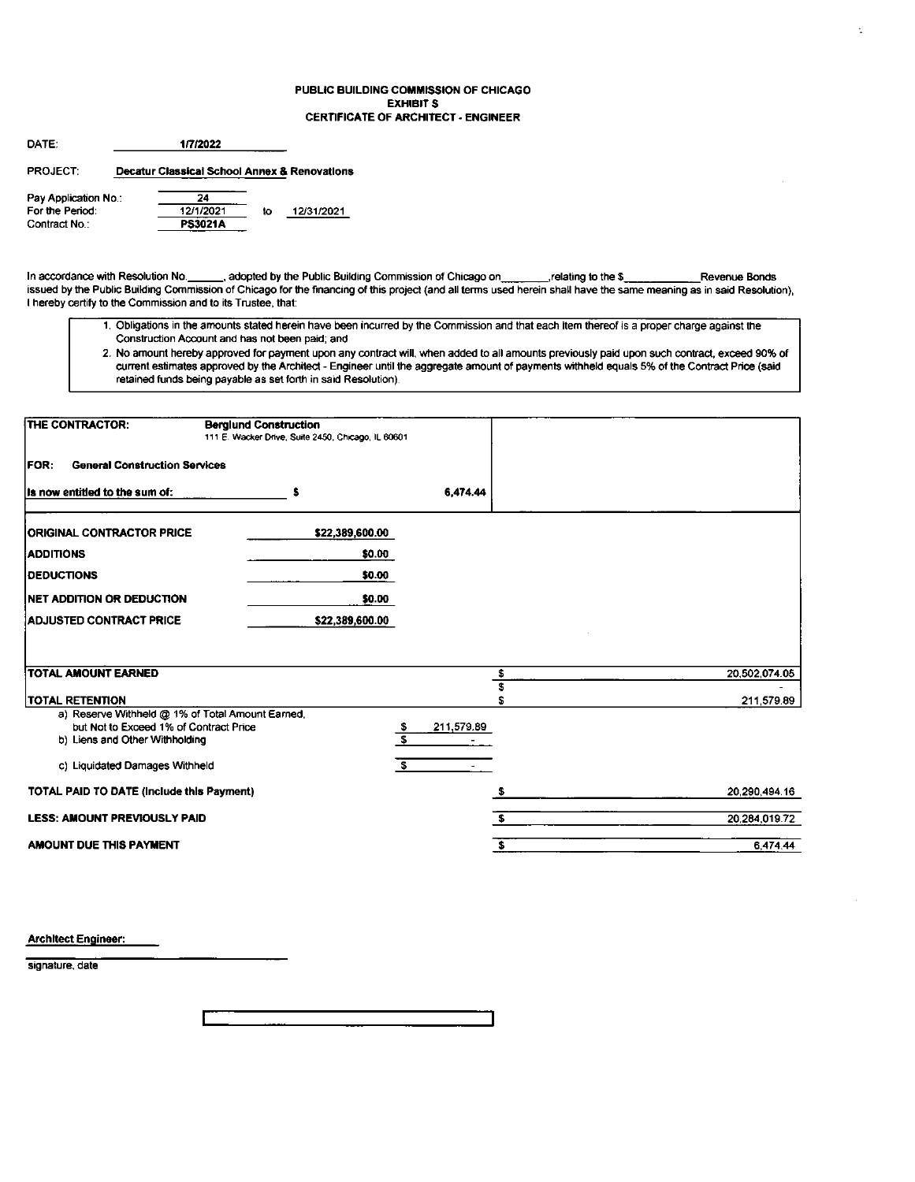**PUBLIC BUILDING COMMISSION OF CHICAGO**
**EXHIBIT S**
**CERTIFICATE OF ARCHITECT - ENGINEER**

DATE: **1/7/2022**

PROJECT: **Decatur Classical School Annex & Renovations**

Pay Application No.: 24
For the Period: 12/1/2021 to 12/31/2021
Contract No.: **PS3021A**

In accordance with Resolution No.\_\_\_\_\_\_, adopted by the Public Building Commission of Chicago on\_\_\_\_\_\_\_\_,relating to the $\_\_\_\_\_\_\_\_\_\_\_\_Revenue Bonds issued by the Public Building Commission of Chicago for the financing of this project (and all terms used herein shall have the same meaning as in said Resolution), I hereby certify to the Commission and to its Trustee, that:

1. Obligations in the amounts stated herein have been incurred by the Commission and that each item thereof is a proper charge against the Construction Account and has not been paid; and
2. No amount hereby approved for payment upon any contract will, when added to all amounts previously paid upon such contract, exceed 90% of current estimates approved by the Architect - Engineer until the aggregate amount of payments withheld equals 5% of the Contract Price (said retained funds being payable as set forth in said Resolution).

**THE CONTRACTOR:** **Berglund Construction**
111 E. Wacker Drive, Suite 2450, Chicago, IL 60601

**FOR: General Construction Services**

**Is now entitled to the sum of:** $ 6,474.44

| | | | |
|---|---|---|---|
| **ORIGINAL CONTRACTOR PRICE** | $22,389,600.00 | | |
| **ADDITIONS** | $0.00 | | |
| **DEDUCTIONS** | $0.00 | | |
| **NET ADDITION OR DEDUCTION** | $0.00 | | |
| **ADJUSTED CONTRACT PRICE** | $22,389,600.00 | | |
| **TOTAL AMOUNT EARNED** | | | $ 20,502,074.05 |
| | | | $ - |
| **TOTAL RETENTION** | | | $ 211,579.89 |
| a) Reserve Withheld @ 1% of Total Amount Earned, but Not to Exceed 1% of Contract Price | | $ 211,579.89 | |
| b) Liens and Other Withholding | | $ - | |
| c) Liquidated Damages Withheld | | $ - | |
| **TOTAL PAID TO DATE (Include this Payment)** | | | $ 20,290,494.16 |
| **LESS: AMOUNT PREVIOUSLY PAID** | | | $ 20,284,019.72 |
| **AMOUNT DUE THIS PAYMENT** | | | $ 6,474.44 |

**Architect Engineer:**

signature, date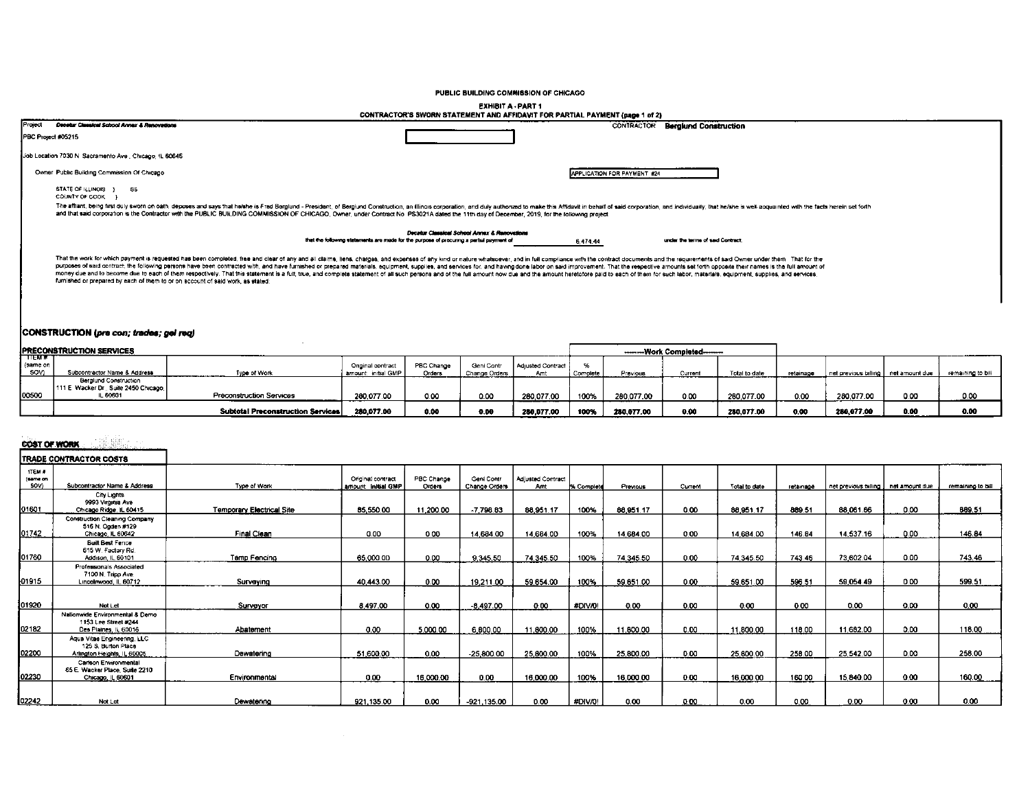PUBLIC BUILDING COMMISSION OF CHICAGO

EXHIBIT A - PART 1

CONTRACTOR'S SWORN STATEMENT AND AFFIDAVIT FOR PARTIAL PAYMENT (page 1 of 2)

Project *Decatur Classical School Annex & Renovations*

CONTRACTOR **Berglund Construction**

PBC Project #05215

Job Location 7030 N. Sacramento Ave., Chicago, IL 60645

Owner Public Building Commission Of Chicago

APPLICATION FOR PAYMENT #24

STATE OF ILLINOIS } SS
COUNTY OF COOK }

The affiant, being first duly sworn on oath, deposes and says that he/she is Fred Berglund - President, of Berglund Construction, an Illinois corporation, and duly authorized to make this Affidavit in behalf of said corporation, and individually; that he/she is well acquainted with the facts herein set forth and that said corporation is the Contractor with the PUBLIC BUILDING COMMISSION OF CHICAGO, Owner, under Contract No. PS3021A dated the 11th day of December, 2019, for the following project

*Decatur Classical School Annex & Renovations*

that the following statements are made for the purpose of procuring a partial payment of 6,474.44 under the terms of said Contract;

That the work for which payment is requested has been completed, free and clear of any and all claims, liens, charges, and expenses of any kind or nature whatsoever, and in full compliance with the contract documents and the requirements of said Owner under them. That for the purposes of said contract, the following persons have been contracted with, and have furnished or prepared materials, equipment, supplies, and services for, and having done labor on said improvement. That the respective amounts set forth opposite their names is the full amount of money due and to become due to each of them respectively. That this statement is a full, true, and complete statement of all such persons and of the full amount now due and the amount heretofore paid to each of them for such labor, materials, equipment, supplies, and services, furnished or prepared by each of them to or on account of said work, as stated:

## CONSTRUCTION *(pre con; trades; gel req)*

**PRECONSTRUCTION SERVICES**

| ITEM # (same on SOV) | Subcontractor Name & Address | Type of Work | Original contract amount: Initial GMP | PBC Change Orders | Genl Contr Change Orders | Adjusted Contract Amt | % Complete | Work Completed: Previous | Work Completed: Current | Work Completed: Total to date | retainage | net previous billing | net amount due | remaining to bill |
|---|---|---|---|---|---|---|---|---|---|---|---|---|---|---|
| 00500 | Berglund Construction 111 E. Wacker Dr., Suite 2450 Chicago, IL 60601 | Preconstruction Services | 280,077.00 | 0.00 | 0.00 | 280,077.00 | 100% | 280,077.00 | 0.00 | 280,077.00 | 0.00 | 280,077.00 | 0.00 | 0.00 |
| | | **Subtotal Preconstruction Services** | **280,077.00** | **0.00** | **0.00** | **280,077.00** | **100%** | **280,077.00** | **0.00** | **280,077.00** | **0.00** | **280,077.00** | **0.00** | **0.00** |

**COST OF WORK**

**TRADE CONTRACTOR COSTS**

| ITEM # (same on SOV) | Subcontractor Name & Address | Type of Work | Original contract amount: Initial GMP | PBC Change Orders | Genl Contr Change Orders | Adjusted Contract Amt | % Complete | Previous | Current | Total to date | retainage | net previous billing | net amount due | remaining to bill |
|---|---|---|---|---|---|---|---|---|---|---|---|---|---|---|
| 01601 | City Lights 9993 Virginia Ave Chicago Ridge, IL 60415 | Temporary Electrical Site | 85,550.00 | 11,200.00 | -7,798.83 | 88,951.17 | 100% | 88,951.17 | 0.00 | 88,951.17 | 889.51 | 88,061.66 | 0.00 | 889.51 |
| 01742 | Construction Cleaning Company 516 N. Ogden #129 Chicago, IL 60642 | Final Clean | 0.00 | 0.00 | 14,684.00 | 14,684.00 | 100% | 14,684.00 | 0.00 | 14,684.00 | 146.84 | 14,537.16 | 0.00 | 146.84 |
| 01760 | Built Best Fence 615 W. Factory Rd. Addison, IL 60101 | Temp Fencing | 65,000.00 | 0.00 | 9,345.50 | 74,345.50 | 100% | 74,345.50 | 0.00 | 74,345.50 | 743.46 | 73,602.04 | 0.00 | 743.46 |
| 01915 | Professionals Associated 7100 N. Tripp Ave. Lincolnwood, IL 60712 | Surveying | 40,443.00 | 0.00 | 19,211.00 | 59,654.00 | 100% | 59,651.00 | 0.00 | 59,651.00 | 596.51 | 59,054.49 | 0.00 | 599.51 |
| 01920 | Not Let | Surveyor | 8,497.00 | 0.00 | -8,497.00 | 0.00 | #DIV/0! | 0.00 | 0.00 | 0.00 | 0.00 | 0.00 | 0.00 | 0.00 |
| 02182 | Nationwide Environmental & Demo 1153 Lee Street #244 Des Plaines, IL 60016 | Abatement | 0.00 | 5,000.00 | 6,800.00 | 11,800.00 | 100% | 11,800.00 | 0.00 | 11,800.00 | 118.00 | 11,682.00 | 0.00 | 118.00 |
| 02200 | Aqua Vitae Engineering, LLC 125 S. Burton Place Arlington Heights, IL 60005 | Dewatering | 51,600.00 | 0.00 | -25,800.00 | 25,800.00 | 100% | 25,800.00 | 0.00 | 25,800.00 | 258.00 | 25,542.00 | 0.00 | 258.00 |
| 02230 | Carlson Environmental 65 E. Wacker Place, Suite 2210 Chicago, IL 60601 | Environmental | 0.00 | 16,000.00 | 0.00 | 16,000.00 | 100% | 16,000.00 | 0.00 | 16,000.00 | 160.00 | 15,840.00 | 0.00 | 160.00 |
| 02242 | Not Let | Dewatering | 921,135.00 | 0.00 | -921,135.00 | 0.00 | #DIV/0! | 0.00 | 0.00 | 0.00 | 0.00 | 0.00 | 0.00 | 0.00 |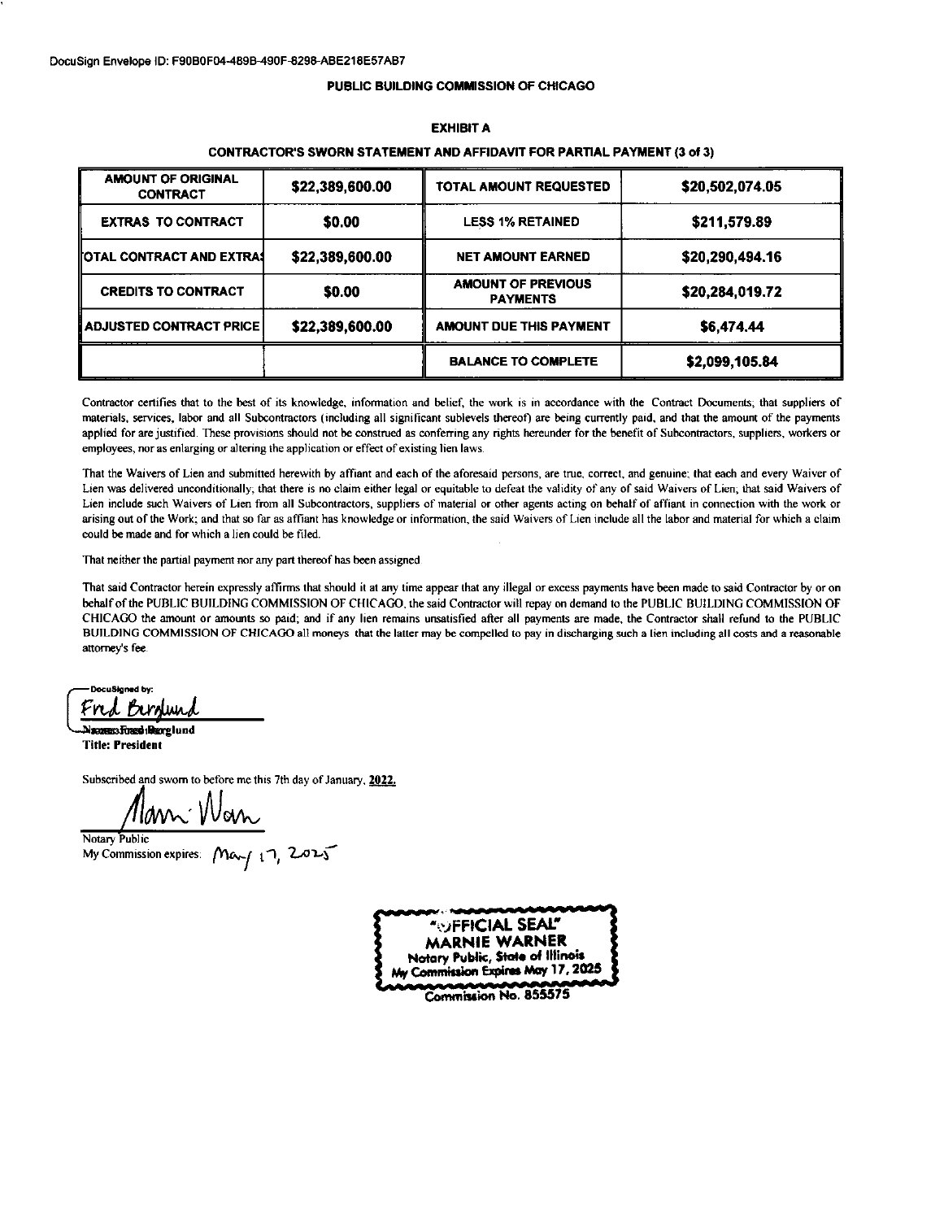DocuSign Envelope ID: F90B0F04-489B-490F-8298-ABE218E57AB7

**PUBLIC BUILDING COMMISSION OF CHICAGO**

**EXHIBIT A**

**CONTRACTOR'S SWORN STATEMENT AND AFFIDAVIT FOR PARTIAL PAYMENT (3 of 3)**

| | | | |
|---|---|---|---|
| AMOUNT OF ORIGINAL CONTRACT | $22,389,600.00 | TOTAL AMOUNT REQUESTED | $20,502,074.05 |
| EXTRAS TO CONTRACT | $0.00 | LESS 1% RETAINED | $211,579.89 |
| OTAL CONTRACT AND EXTRA | $22,389,600.00 | NET AMOUNT EARNED | $20,290,494.16 |
| CREDITS TO CONTRACT | $0.00 | AMOUNT OF PREVIOUS PAYMENTS | $20,284,019.72 |
| ADJUSTED CONTRACT PRICE | $22,389,600.00 | AMOUNT DUE THIS PAYMENT | $6,474.44 |
| | | BALANCE TO COMPLETE | $2,099,105.84 |

Contractor certifies that to the best of its knowledge, information and belief, the work is in accordance with the Contract Documents; that suppliers of materials, services, labor and all Subcontractors (including all significant sublevels thereof) are being currently paid, and that the amount of the payments applied for are justified. These provisions should not be construed as conferring any rights hereunder for the benefit of Subcontractors, suppliers, workers or employees, nor as enlarging or altering the application or effect of existing lien laws.

That the Waivers of Lien and submitted herewith by affiant and each of the aforesaid persons, are true, correct, and genuine; that each and every Waiver of Lien was delivered unconditionally; that there is no claim either legal or equitable to defeat the validity of any of said Waivers of Lien; that said Waivers of Lien include such Waivers of Lien from all Subcontractors, suppliers of material or other agents acting on behalf of affiant in connection with the work or arising out of the Work; and that so far as affiant has knowledge or information, the said Waivers of Lien include all the labor and material for which a claim could be made and for which a lien could be filed.

That neither the partial payment nor any part thereof has been assigned.

That said Contractor herein expressly affirms that should it at any time appear that any illegal or excess payments have been made to said Contractor by or on behalf of the PUBLIC BUILDING COMMISSION OF CHICAGO, the said Contractor will repay on demand to the PUBLIC BUILDING COMMISSION OF CHICAGO the amount or amounts so paid; and if any lien remains unsatisfied after all payments are made, the Contractor shall refund to the PUBLIC BUILDING COMMISSION OF CHICAGO all moneys that the latter may be compelled to pay in discharging such a lien including all costs and a reasonable attorney's fee.

DocuSigned by:
Fred Berglund
Name: Fred Berglund
**Title: President**

Subscribed and sworn to before me this 7th day of January, **2022.**

Marnie Warner
Notary Public
My Commission expires: May 17, 2025

"OFFICIAL SEAL"
MARNIE WARNER
Notary Public, State of Illinois
My Commission Expires May 17, 2025
Commission No. 855575